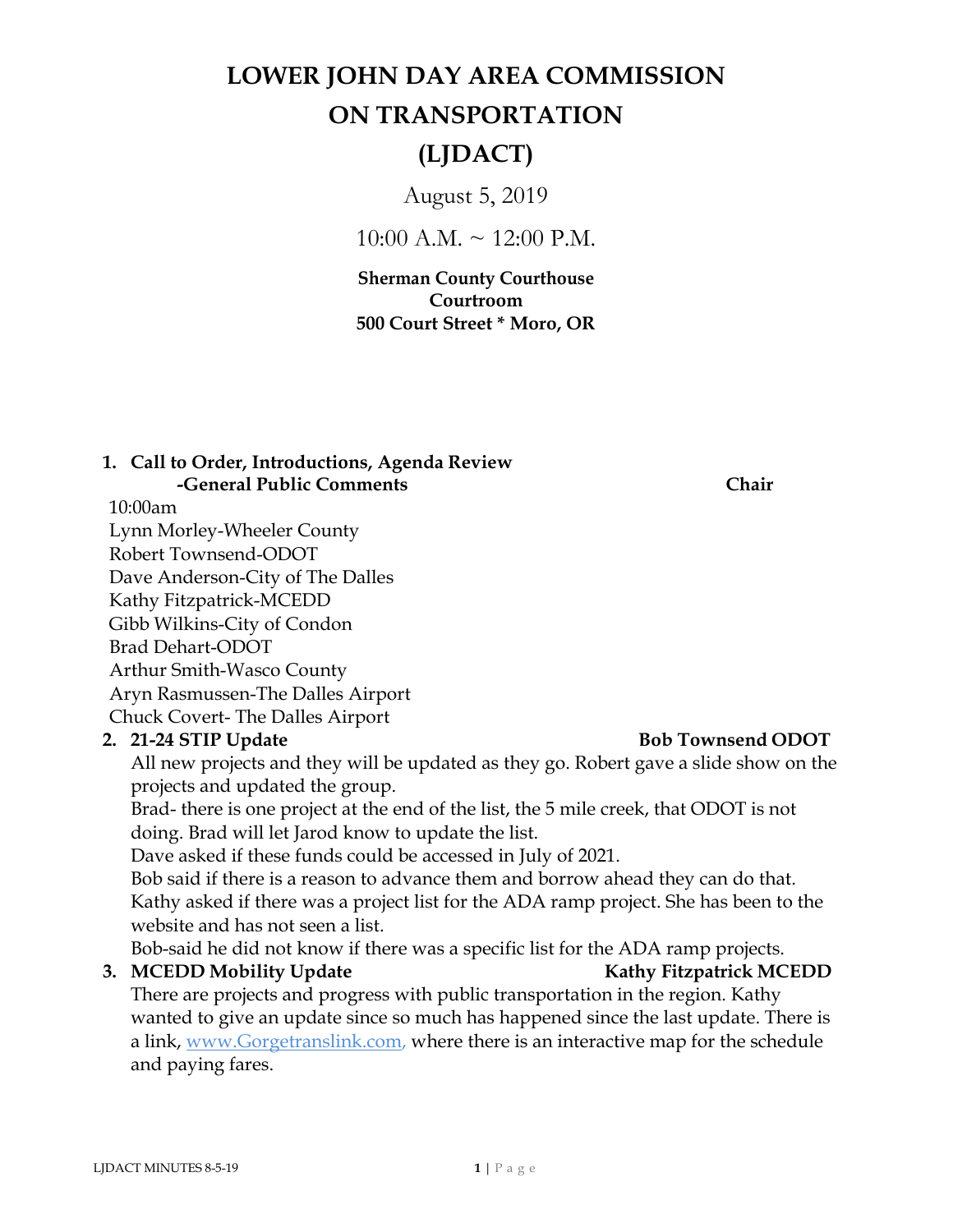# LOWER JOHN DAY AREA COMMISSION ON TRANSPORTATION (LJDACT)

August 5, 2019

10:00 A.M. ~ 12:00 P.M.

**Sherman County Courthouse**
**Courtroom**
**500 Court Street * Moro, OR**

1. **Call to Order, Introductions, Agenda Review**
   **-General Public Comments** **Chair**

   10:00am
   Lynn Morley-Wheeler County
   Robert Townsend-ODOT
   Dave Anderson-City of The Dalles
   Kathy Fitzpatrick-MCEDD
   Gibb Wilkins-City of Condon
   Brad Dehart-ODOT
   Arthur Smith-Wasco County
   Aryn Rasmussen-The Dalles Airport
   Chuck Covert- The Dalles Airport

2. **21-24 STIP Update** **Bob Townsend ODOT**

   All new projects and they will be updated as they go. Robert gave a slide show on the projects and updated the group.
   Brad- there is one project at the end of the list, the 5 mile creek, that ODOT is not doing. Brad will let Jarod know to update the list.
   Dave asked if these funds could be accessed in July of 2021.
   Bob said if there is a reason to advance them and borrow ahead they can do that.
   Kathy asked if there was a project list for the ADA ramp project. She has been to the website and has not seen a list.
   Bob-said he did not know if there was a specific list for the ADA ramp projects.

3. **MCEDD Mobility Update** **Kathy Fitzpatrick MCEDD**

   There are projects and progress with public transportation in the region. Kathy wanted to give an update since so much has happened since the last update. There is a link, www.Gorgetranslink.com, where there is an interactive map for the schedule and paying fares.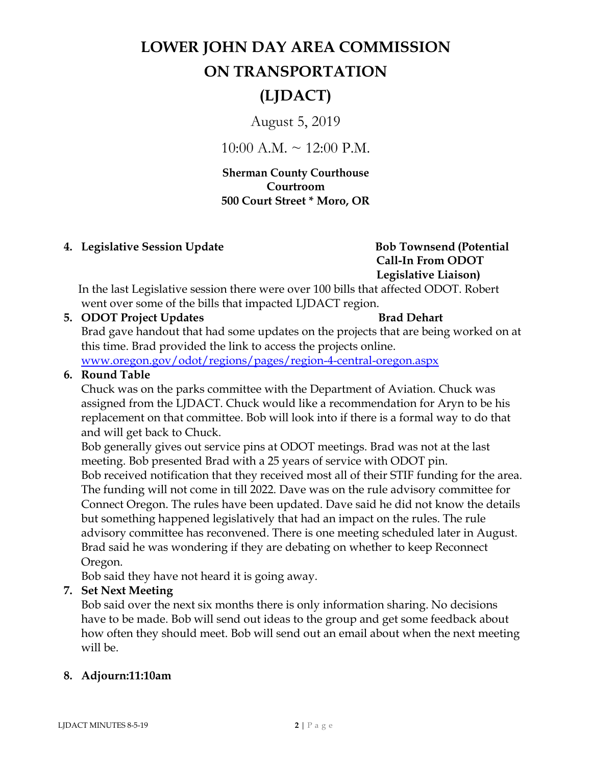# LOWER JOHN DAY AREA COMMISSION ON TRANSPORTATION (LJDACT)

August 5, 2019

10:00 A.M. ~ 12:00 P.M.

**Sherman County Courthouse**
**Courtroom**
**500 Court Street * Moro, OR**

4. **Legislative Session Update** — **Bob Townsend (Potential Call-In From ODOT Legislative Liaison)**

   In the last Legislative session there were over 100 bills that affected ODOT. Robert went over some of the bills that impacted LJDACT region.

5. **ODOT Project Updates** — **Brad Dehart**

   Brad gave handout that had some updates on the projects that are being worked on at this time. Brad provided the link to access the projects online.
   [www.oregon.gov/odot/regions/pages/region-4-central-oregon.aspx](www.oregon.gov/odot/regions/pages/region-4-central-oregon.aspx)

6. **Round Table**

   Chuck was on the parks committee with the Department of Aviation. Chuck was assigned from the LJDACT. Chuck would like a recommendation for Aryn to be his replacement on that committee. Bob will look into if there is a formal way to do that and will get back to Chuck.

   Bob generally gives out service pins at ODOT meetings. Brad was not at the last meeting. Bob presented Brad with a 25 years of service with ODOT pin.

   Bob received notification that they received most all of their STIF funding for the area. The funding will not come in till 2022. Dave was on the rule advisory committee for Connect Oregon. The rules have been updated. Dave said he did not know the details but something happened legislatively that had an impact on the rules. The rule advisory committee has reconvened. There is one meeting scheduled later in August. Brad said he was wondering if they are debating on whether to keep Reconnect Oregon.

   Bob said they have not heard it is going away.

7. **Set Next Meeting**

   Bob said over the next six months there is only information sharing. No decisions have to be made. Bob will send out ideas to the group and get some feedback about how often they should meet. Bob will send out an email about when the next meeting will be.

8. **Adjourn:11:10am**